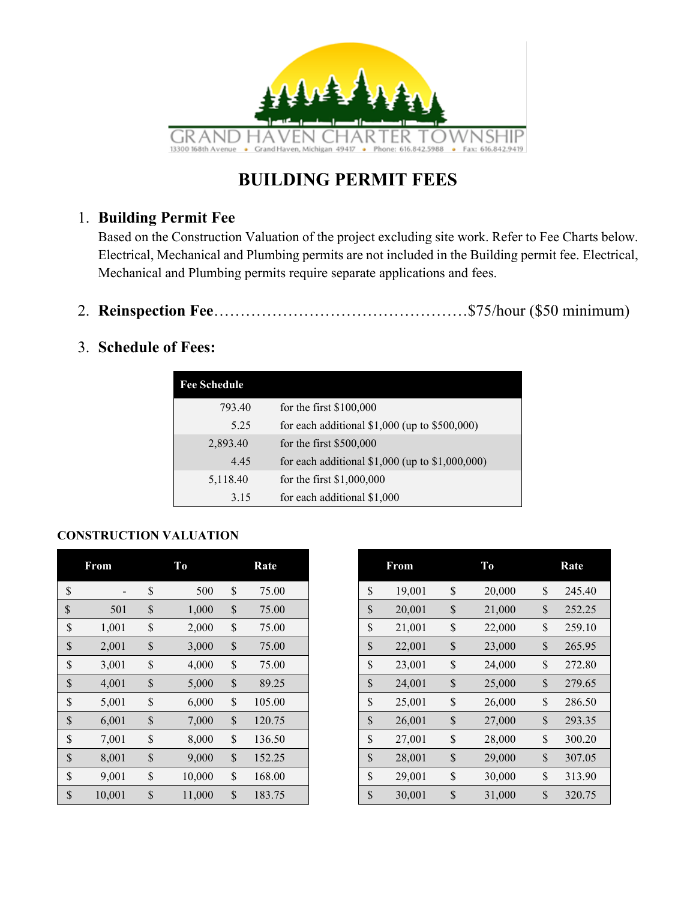GRAND HAVEN CHARTER TOWNSHIP
13300 168th Avenue • Grand Haven, Michigan 49417 • Phone: 616.842.5988 • Fax: 616.842.9419

# BUILDING PERMIT FEES

1. **Building Permit Fee**
   Based on the Construction Valuation of the project excluding site work. Refer to Fee Charts below. Electrical, Mechanical and Plumbing permits are not included in the Building permit fee. Electrical, Mechanical and Plumbing permits require separate applications and fees.

2. **Reinspection Fee**……………………………………………$75/hour ($50 minimum)

3. **Schedule of Fees:**

| Fee Schedule | |
|---|---|
| 793.40 | for the first $100,000 |
| 5.25 | for each additional $1,000 (up to $500,000) |
| 2,893.40 | for the first $500,000 |
| 4.45 | for each additional $1,000 (up to $1,000,000) |
| 5,118.40 | for the first $1,000,000 |
| 3.15 | for each additional $1,000 |

**CONSTRUCTION VALUATION**

| From | To | Rate |
|---|---|---|
| $ - | $ 500 | $ 75.00 |
| $ 501 | $ 1,000 | $ 75.00 |
| $ 1,001 | $ 2,000 | $ 75.00 |
| $ 2,001 | $ 3,000 | $ 75.00 |
| $ 3,001 | $ 4,000 | $ 75.00 |
| $ 4,001 | $ 5,000 | $ 89.25 |
| $ 5,001 | $ 6,000 | $ 105.00 |
| $ 6,001 | $ 7,000 | $ 120.75 |
| $ 7,001 | $ 8,000 | $ 136.50 |
| $ 8,001 | $ 9,000 | $ 152.25 |
| $ 9,001 | $ 10,000 | $ 168.00 |
| $ 10,001 | $ 11,000 | $ 183.75 |
| $ 19,001 | $ 20,000 | $ 245.40 |
| $ 20,001 | $ 21,000 | $ 252.25 |
| $ 21,001 | $ 22,000 | $ 259.10 |
| $ 22,001 | $ 23,000 | $ 265.95 |
| $ 23,001 | $ 24,000 | $ 272.80 |
| $ 24,001 | $ 25,000 | $ 279.65 |
| $ 25,001 | $ 26,000 | $ 286.50 |
| $ 26,001 | $ 27,000 | $ 293.35 |
| $ 27,001 | $ 28,000 | $ 300.20 |
| $ 28,001 | $ 29,000 | $ 307.05 |
| $ 29,001 | $ 30,000 | $ 313.90 |
| $ 30,001 | $ 31,000 | $ 320.75 |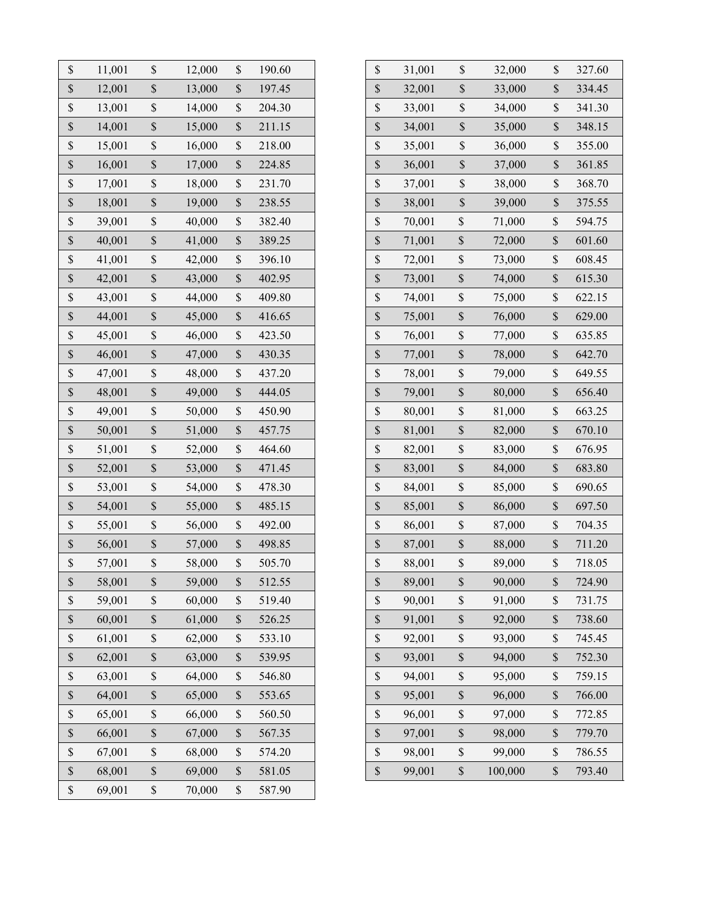| | | |
|---|---|---|
| $ 11,001 | $ 12,000 | $ 190.60 |
| $ 12,001 | $ 13,000 | $ 197.45 |
| $ 13,001 | $ 14,000 | $ 204.30 |
| $ 14,001 | $ 15,000 | $ 211.15 |
| $ 15,001 | $ 16,000 | $ 218.00 |
| $ 16,001 | $ 17,000 | $ 224.85 |
| $ 17,001 | $ 18,000 | $ 231.70 |
| $ 18,001 | $ 19,000 | $ 238.55 |
| $ 39,001 | $ 40,000 | $ 382.40 |
| $ 40,001 | $ 41,000 | $ 389.25 |
| $ 41,001 | $ 42,000 | $ 396.10 |
| $ 42,001 | $ 43,000 | $ 402.95 |
| $ 43,001 | $ 44,000 | $ 409.80 |
| $ 44,001 | $ 45,000 | $ 416.65 |
| $ 45,001 | $ 46,000 | $ 423.50 |
| $ 46,001 | $ 47,000 | $ 430.35 |
| $ 47,001 | $ 48,000 | $ 437.20 |
| $ 48,001 | $ 49,000 | $ 444.05 |
| $ 49,001 | $ 50,000 | $ 450.90 |
| $ 50,001 | $ 51,000 | $ 457.75 |
| $ 51,001 | $ 52,000 | $ 464.60 |
| $ 52,001 | $ 53,000 | $ 471.45 |
| $ 53,001 | $ 54,000 | $ 478.30 |
| $ 54,001 | $ 55,000 | $ 485.15 |
| $ 55,001 | $ 56,000 | $ 492.00 |
| $ 56,001 | $ 57,000 | $ 498.85 |
| $ 57,001 | $ 58,000 | $ 505.70 |
| $ 58,001 | $ 59,000 | $ 512.55 |
| $ 59,001 | $ 60,000 | $ 519.40 |
| $ 60,001 | $ 61,000 | $ 526.25 |
| $ 61,001 | $ 62,000 | $ 533.10 |
| $ 62,001 | $ 63,000 | $ 539.95 |
| $ 63,001 | $ 64,000 | $ 546.80 |
| $ 64,001 | $ 65,000 | $ 553.65 |
| $ 65,001 | $ 66,000 | $ 560.50 |
| $ 66,001 | $ 67,000 | $ 567.35 |
| $ 67,001 | $ 68,000 | $ 574.20 |
| $ 68,001 | $ 69,000 | $ 581.05 |
| $ 69,001 | $ 70,000 | $ 587.90 |

| | | |
|---|---|---|
| $ 31,001 | $ 32,000 | $ 327.60 |
| $ 32,001 | $ 33,000 | $ 334.45 |
| $ 33,001 | $ 34,000 | $ 341.30 |
| $ 34,001 | $ 35,000 | $ 348.15 |
| $ 35,001 | $ 36,000 | $ 355.00 |
| $ 36,001 | $ 37,000 | $ 361.85 |
| $ 37,001 | $ 38,000 | $ 368.70 |
| $ 38,001 | $ 39,000 | $ 375.55 |
| $ 70,001 | $ 71,000 | $ 594.75 |
| $ 71,001 | $ 72,000 | $ 601.60 |
| $ 72,001 | $ 73,000 | $ 608.45 |
| $ 73,001 | $ 74,000 | $ 615.30 |
| $ 74,001 | $ 75,000 | $ 622.15 |
| $ 75,001 | $ 76,000 | $ 629.00 |
| $ 76,001 | $ 77,000 | $ 635.85 |
| $ 77,001 | $ 78,000 | $ 642.70 |
| $ 78,001 | $ 79,000 | $ 649.55 |
| $ 79,001 | $ 80,000 | $ 656.40 |
| $ 80,001 | $ 81,000 | $ 663.25 |
| $ 81,001 | $ 82,000 | $ 670.10 |
| $ 82,001 | $ 83,000 | $ 676.95 |
| $ 83,001 | $ 84,000 | $ 683.80 |
| $ 84,001 | $ 85,000 | $ 690.65 |
| $ 85,001 | $ 86,000 | $ 697.50 |
| $ 86,001 | $ 87,000 | $ 704.35 |
| $ 87,001 | $ 88,000 | $ 711.20 |
| $ 88,001 | $ 89,000 | $ 718.05 |
| $ 89,001 | $ 90,000 | $ 724.90 |
| $ 90,001 | $ 91,000 | $ 731.75 |
| $ 91,001 | $ 92,000 | $ 738.60 |
| $ 92,001 | $ 93,000 | $ 745.45 |
| $ 93,001 | $ 94,000 | $ 752.30 |
| $ 94,001 | $ 95,000 | $ 759.15 |
| $ 95,001 | $ 96,000 | $ 766.00 |
| $ 96,001 | $ 97,000 | $ 772.85 |
| $ 97,001 | $ 98,000 | $ 779.70 |
| $ 98,001 | $ 99,000 | $ 786.55 |
| $ 99,001 | $ 100,000 | $ 793.40 |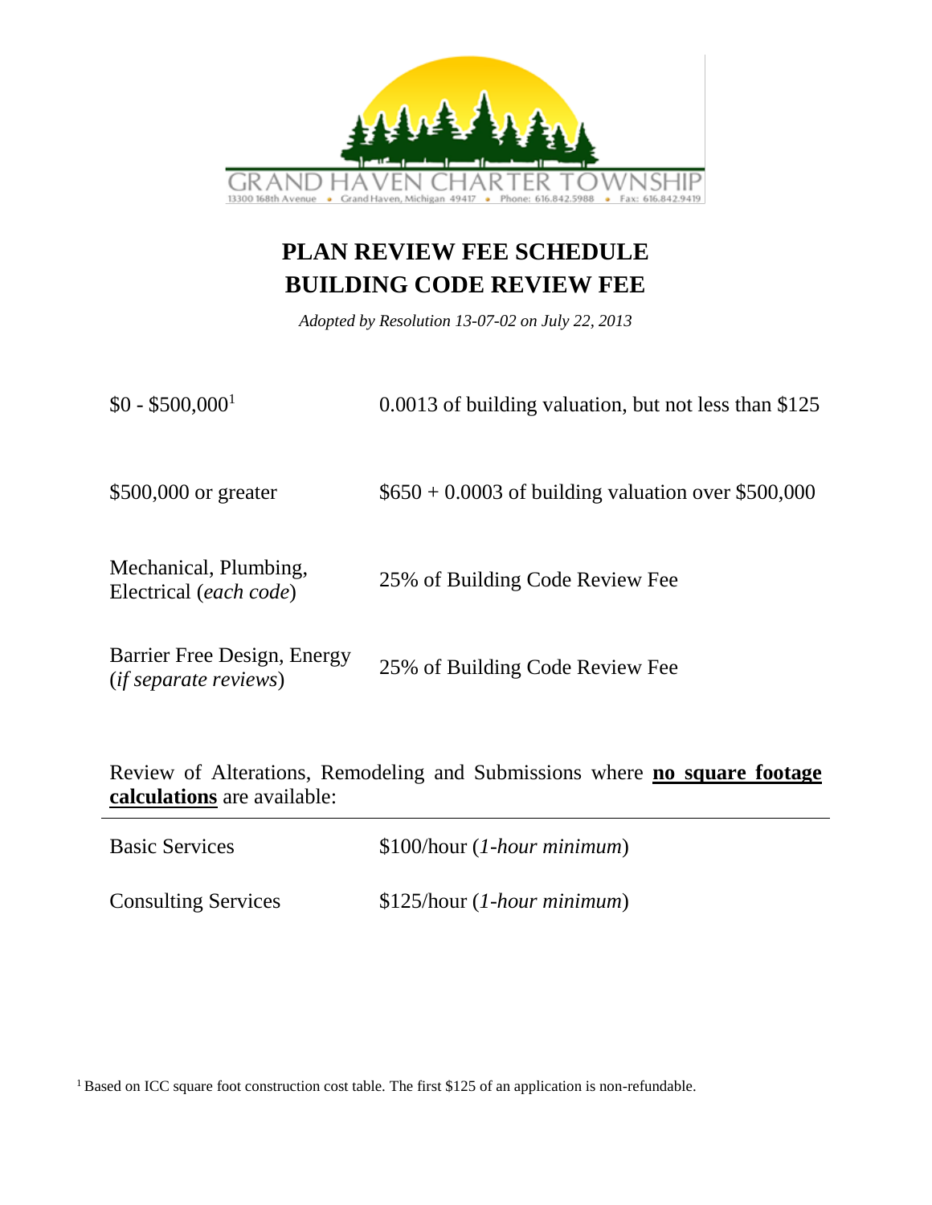GRAND HAVEN CHARTER TOWNSHIP
13300 168th Avenue • Grand Haven, Michigan 49417 • Phone: 616.842.5988 • Fax: 616.842.9419

# PLAN REVIEW FEE SCHEDULE
# BUILDING CODE REVIEW FEE

*Adopted by Resolution 13-07-02 on July 22, 2013*

| | |
|---|---|
| \$0 - \$500,000[1] | 0.0013 of building valuation, but not less than \$125 |
| \$500,000 or greater | \$650 + 0.0003 of building valuation over \$500,000 |
| Mechanical, Plumbing, Electrical (*each code*) | 25% of Building Code Review Fee |
| Barrier Free Design, Energy (*if separate reviews*) | 25% of Building Code Review Fee |

Review of Alterations, Remodeling and Submissions where **no square footage calculations** are available:

| | |
|---|---|
| Basic Services | \$100/hour (*1-hour minimum*) |
| Consulting Services | \$125/hour (*1-hour minimum*) |

[1] Based on ICC square foot construction cost table. The first \$125 of an application is non-refundable.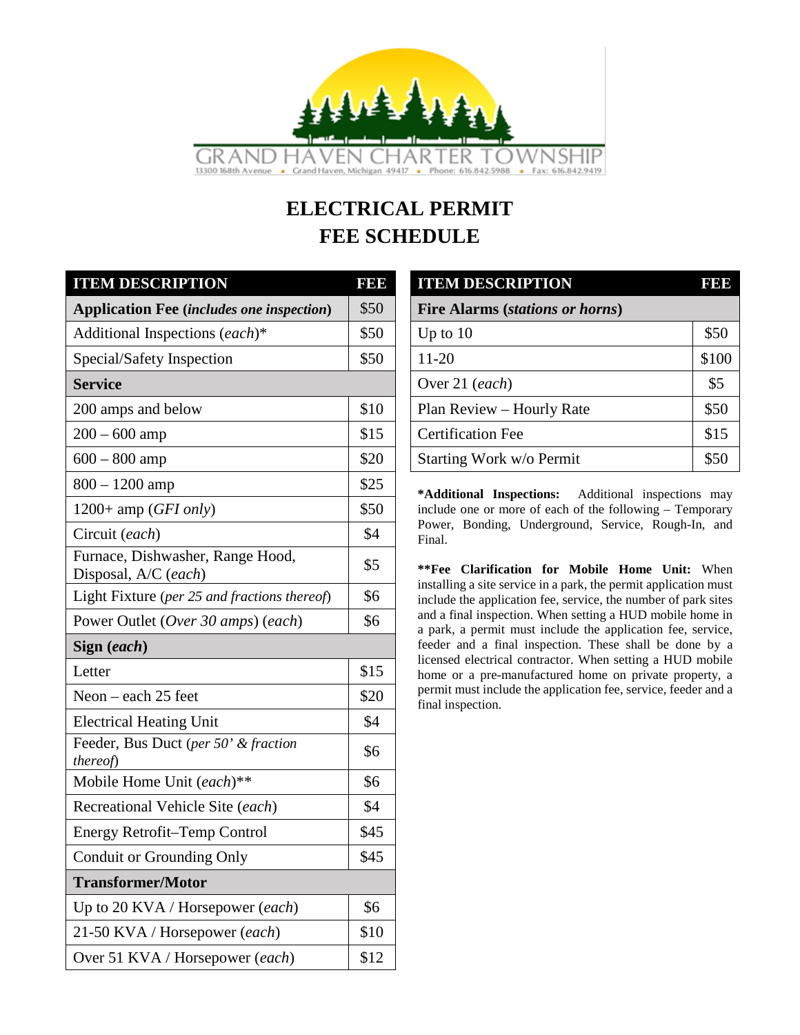GRAND HAVEN CHARTER TOWNSHIP

13300 168th Avenue • Grand Haven, Michigan 49417 • Phone: 616.842.5988 • Fax: 616.842.9419

# ELECTRICAL PERMIT FEE SCHEDULE

| ITEM DESCRIPTION | FEE |
|---|---|
| **Application Fee (*includes one inspection*)** | $50 |
| Additional Inspections (*each*)* | $50 |
| Special/Safety Inspection | $50 |
| **Service** | |
| 200 amps and below | $10 |
| 200 – 600 amp | $15 |
| 600 – 800 amp | $20 |
| 800 – 1200 amp | $25 |
| 1200+ amp (*GFI only*) | $50 |
| Circuit (*each*) | $4 |
| Furnace, Dishwasher, Range Hood, Disposal, A/C (*each*) | $5 |
| Light Fixture (*per 25 and fractions thereof*) | $6 |
| Power Outlet (*Over 30 amps*) (*each*) | $6 |
| **Sign (*each*)** | |
| Letter | $15 |
| Neon – each 25 feet | $20 |
| Electrical Heating Unit | $4 |
| Feeder, Bus Duct (*per 50' & fraction thereof*) | $6 |
| Mobile Home Unit (*each*)** | $6 |
| Recreational Vehicle Site (*each*) | $4 |
| Energy Retrofit–Temp Control | $45 |
| Conduit or Grounding Only | $45 |
| **Transformer/Motor** | |
| Up to 20 KVA / Horsepower (*each*) | $6 |
| 21-50 KVA / Horsepower (*each*) | $10 |
| Over 51 KVA / Horsepower (*each*) | $12 |

| ITEM DESCRIPTION | FEE |
|---|---|
| **Fire Alarms (*stations or horns*)** | |
| Up to 10 | $50 |
| 11-20 | $100 |
| Over 21 (*each*) | $5 |
| Plan Review – Hourly Rate | $50 |
| Certification Fee | $15 |
| Starting Work w/o Permit | $50 |

***Additional Inspections:** Additional inspections may include one or more of each of the following – Temporary Power, Bonding, Underground, Service, Rough-In, and Final.

****Fee Clarification for Mobile Home Unit:** When installing a site service in a park, the permit application must include the application fee, service, the number of park sites and a final inspection. When setting a HUD mobile home in a park, a permit must include the application fee, service, feeder and a final inspection. These shall be done by a licensed electrical contractor. When setting a HUD mobile home or a pre-manufactured home on private property, a permit must include the application fee, service, feeder and a final inspection.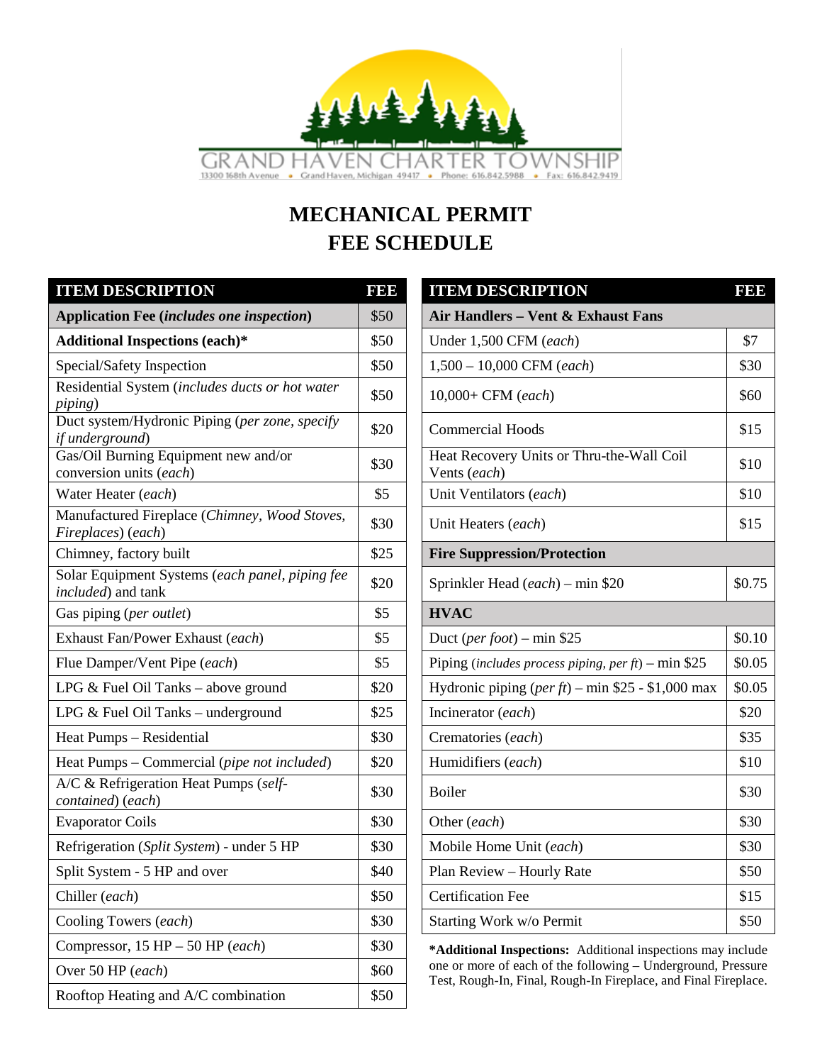GRAND HAVEN CHARTER TOWNSHIP

13300 168th Avenue • Grand Haven, Michigan 49417 • Phone: 616.842.5988 • Fax: 616.842.9419

# MECHANICAL PERMIT FEE SCHEDULE

| ITEM DESCRIPTION | FEE |
|---|---|
| **Application Fee (*includes one inspection*)** | $50 |
| **Additional Inspections (each)*** | $50 |
| Special/Safety Inspection | $50 |
| Residential System (*includes ducts or hot water piping*) | $50 |
| Duct system/Hydronic Piping (*per zone, specify if underground*) | $20 |
| Gas/Oil Burning Equipment new and/or conversion units (*each*) | $30 |
| Water Heater (*each*) | $5 |
| Manufactured Fireplace (*Chimney, Wood Stoves, Fireplaces*) (*each*) | $30 |
| Chimney, factory built | $25 |
| Solar Equipment Systems (*each panel, piping fee included*) and tank | $20 |
| Gas piping (*per outlet*) | $5 |
| Exhaust Fan/Power Exhaust (*each*) | $5 |
| Flue Damper/Vent Pipe (*each*) | $5 |
| LPG & Fuel Oil Tanks – above ground | $20 |
| LPG & Fuel Oil Tanks – underground | $25 |
| Heat Pumps – Residential | $30 |
| Heat Pumps – Commercial (*pipe not included*) | $20 |
| A/C & Refrigeration Heat Pumps (*self-contained*) (*each*) | $30 |
| Evaporator Coils | $30 |
| Refrigeration (*Split System*) - under 5 HP | $30 |
| Split System - 5 HP and over | $40 |
| Chiller (*each*) | $50 |
| Cooling Towers (*each*) | $30 |
| Compressor, 15 HP – 50 HP (*each*) | $30 |
| Over 50 HP (*each*) | $60 |
| Rooftop Heating and A/C combination | $50 |

| ITEM DESCRIPTION | FEE |
|---|---|
| **Air Handlers – Vent & Exhaust Fans** | |
| Under 1,500 CFM (*each*) | $7 |
| 1,500 – 10,000 CFM (*each*) | $30 |
| 10,000+ CFM (*each*) | $60 |
| Commercial Hoods | $15 |
| Heat Recovery Units or Thru-the-Wall Coil Vents (*each*) | $10 |
| Unit Ventilators (*each*) | $10 |
| Unit Heaters (*each*) | $15 |
| **Fire Suppression/Protection** | |
| Sprinkler Head (*each*) – min $20 | $0.75 |
| **HVAC** | |
| Duct (*per foot*) – min $25 | $0.10 |
| Piping (*includes process piping, per ft*) – min $25 | $0.05 |
| Hydronic piping (*per ft*) – min $25 - $1,000 max | $0.05 |
| Incinerator (*each*) | $20 |
| Crematories (*each*) | $35 |
| Humidifiers (*each*) | $10 |
| Boiler | $30 |
| Other (*each*) | $30 |
| Mobile Home Unit (*each*) | $30 |
| Plan Review – Hourly Rate | $50 |
| Certification Fee | $15 |
| Starting Work w/o Permit | $50 |

***Additional Inspections:** Additional inspections may include one or more of each of the following – Underground, Pressure Test, Rough-In, Final, Rough-In Fireplace, and Final Fireplace.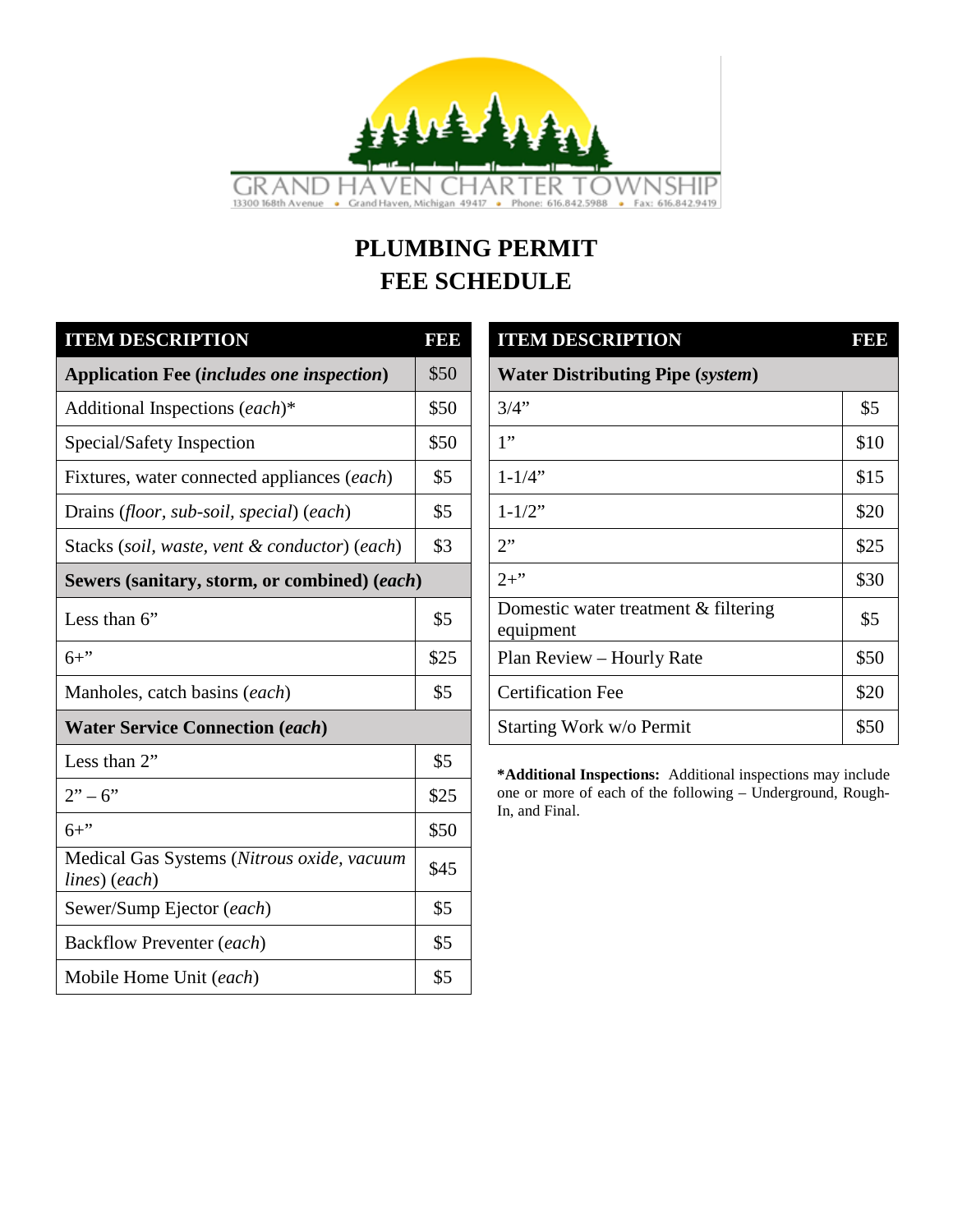GRAND HAVEN CHARTER TOWNSHIP

13300 168th Avenue • Grand Haven, Michigan 49417 • Phone: 616.842.5988 • Fax: 616.842.9419

# PLUMBING PERMIT
# FEE SCHEDULE

| ITEM DESCRIPTION | FEE |
|---|---|
| **Application Fee (*includes one inspection*)** | $50 |
| Additional Inspections (*each*)* | $50 |
| Special/Safety Inspection | $50 |
| Fixtures, water connected appliances (*each*) | $5 |
| Drains (*floor, sub-soil, special*) (*each*) | $5 |
| Stacks (*soil, waste, vent & conductor*) (*each*) | $3 |
| **Sewers (sanitary, storm, or combined) (*each*)** | |
| Less than 6” | $5 |
| 6+” | $25 |
| Manholes, catch basins (*each*) | $5 |
| **Water Service Connection (*each*)** | |
| Less than 2” | $5 |
| 2” – 6” | $25 |
| 6+” | $50 |
| Medical Gas Systems (*Nitrous oxide, vacuum lines*) (*each*) | $45 |
| Sewer/Sump Ejector (*each*) | $5 |
| Backflow Preventer (*each*) | $5 |
| Mobile Home Unit (*each*) | $5 |

| ITEM DESCRIPTION | FEE |
|---|---|
| **Water Distributing Pipe (*system*)** | |
| 3/4” | $5 |
| 1” | $10 |
| 1-1/4” | $15 |
| 1-1/2” | $20 |
| 2” | $25 |
| 2+” | $30 |
| Domestic water treatment & filtering equipment | $5 |
| Plan Review – Hourly Rate | $50 |
| Certification Fee | $20 |
| Starting Work w/o Permit | $50 |

***Additional Inspections:** Additional inspections may include one or more of each of the following – Underground, Rough-In, and Final.